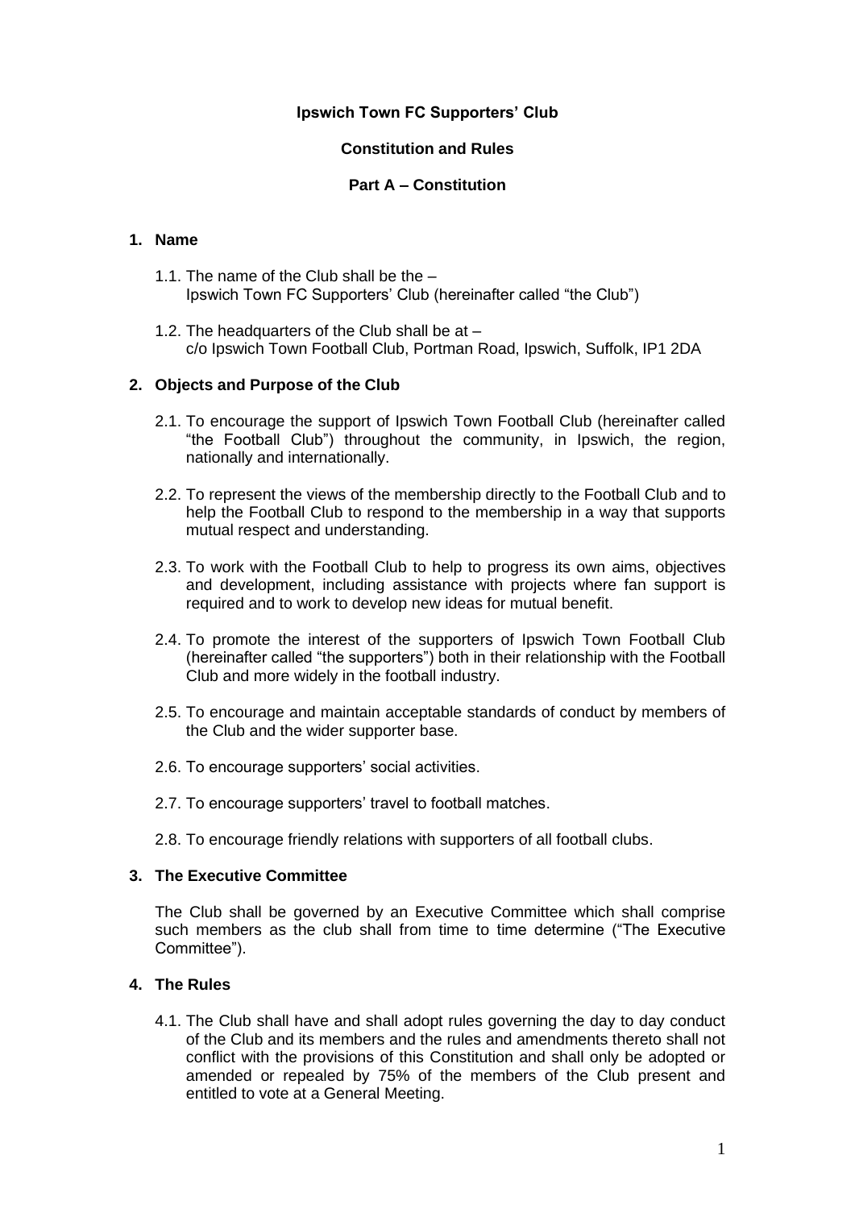# Ipswich Town FC Supporters' Club

## Constitution and Rules

## Part A – Constitution

### 1. Name

1.1. The name of the Club shall be the –
Ipswich Town FC Supporters' Club (hereinafter called "the Club")

1.2. The headquarters of the Club shall be at –
c/o Ipswich Town Football Club, Portman Road, Ipswich, Suffolk, IP1 2DA

### 2. Objects and Purpose of the Club

2.1. To encourage the support of Ipswich Town Football Club (hereinafter called "the Football Club") throughout the community, in Ipswich, the region, nationally and internationally.

2.2. To represent the views of the membership directly to the Football Club and to help the Football Club to respond to the membership in a way that supports mutual respect and understanding.

2.3. To work with the Football Club to help to progress its own aims, objectives and development, including assistance with projects where fan support is required and to work to develop new ideas for mutual benefit.

2.4. To promote the interest of the supporters of Ipswich Town Football Club (hereinafter called "the supporters") both in their relationship with the Football Club and more widely in the football industry.

2.5. To encourage and maintain acceptable standards of conduct by members of the Club and the wider supporter base.

2.6. To encourage supporters' social activities.

2.7. To encourage supporters' travel to football matches.

2.8. To encourage friendly relations with supporters of all football clubs.

### 3. The Executive Committee

The Club shall be governed by an Executive Committee which shall comprise such members as the club shall from time to time determine ("The Executive Committee").

### 4. The Rules

4.1. The Club shall have and shall adopt rules governing the day to day conduct of the Club and its members and the rules and amendments thereto shall not conflict with the provisions of this Constitution and shall only be adopted or amended or repealed by 75% of the members of the Club present and entitled to vote at a General Meeting.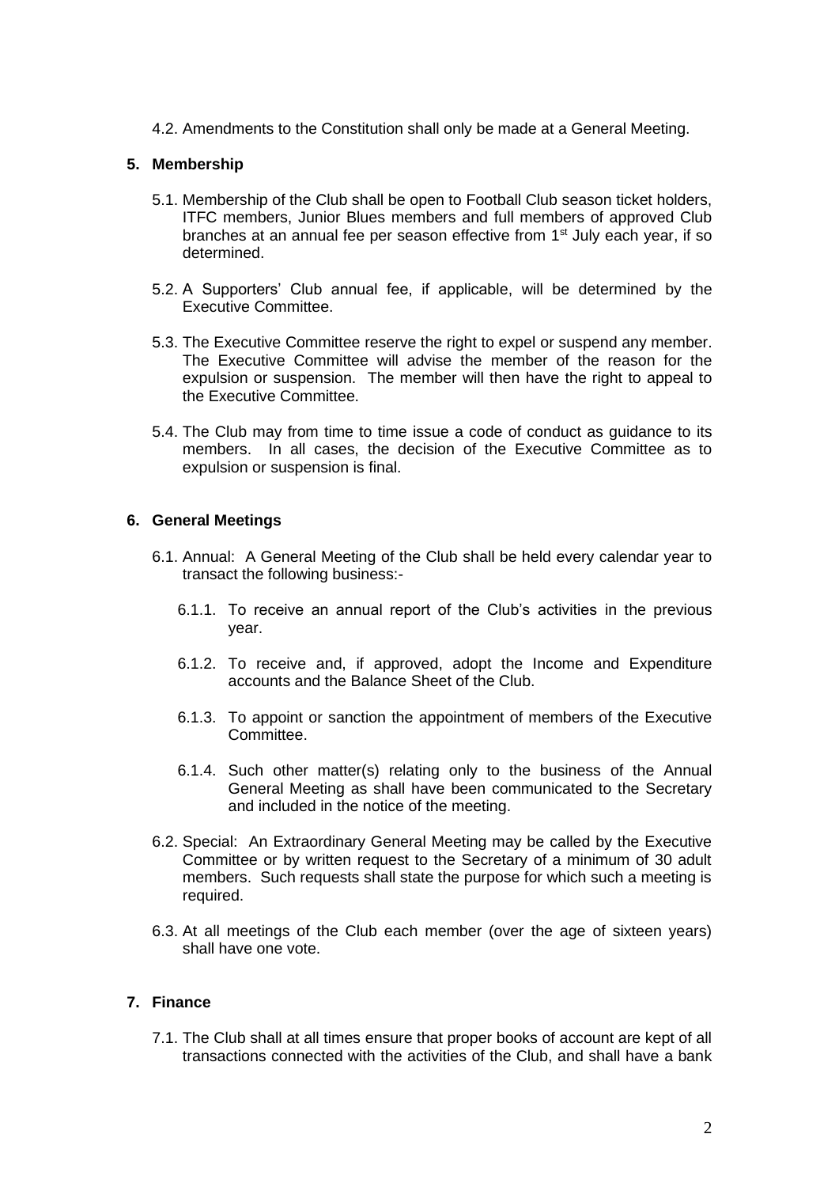4.2. Amendments to the Constitution shall only be made at a General Meeting.

## 5. Membership

5.1. Membership of the Club shall be open to Football Club season ticket holders, ITFC members, Junior Blues members and full members of approved Club branches at an annual fee per season effective from 1st July each year, if so determined.

5.2. A Supporters' Club annual fee, if applicable, will be determined by the Executive Committee.

5.3. The Executive Committee reserve the right to expel or suspend any member. The Executive Committee will advise the member of the reason for the expulsion or suspension. The member will then have the right to appeal to the Executive Committee.

5.4. The Club may from time to time issue a code of conduct as guidance to its members. In all cases, the decision of the Executive Committee as to expulsion or suspension is final.

## 6. General Meetings

6.1. Annual: A General Meeting of the Club shall be held every calendar year to transact the following business:-

6.1.1. To receive an annual report of the Club's activities in the previous year.

6.1.2. To receive and, if approved, adopt the Income and Expenditure accounts and the Balance Sheet of the Club.

6.1.3. To appoint or sanction the appointment of members of the Executive Committee.

6.1.4. Such other matter(s) relating only to the business of the Annual General Meeting as shall have been communicated to the Secretary and included in the notice of the meeting.

6.2. Special: An Extraordinary General Meeting may be called by the Executive Committee or by written request to the Secretary of a minimum of 30 adult members. Such requests shall state the purpose for which such a meeting is required.

6.3. At all meetings of the Club each member (over the age of sixteen years) shall have one vote.

## 7. Finance

7.1. The Club shall at all times ensure that proper books of account are kept of all transactions connected with the activities of the Club, and shall have a bank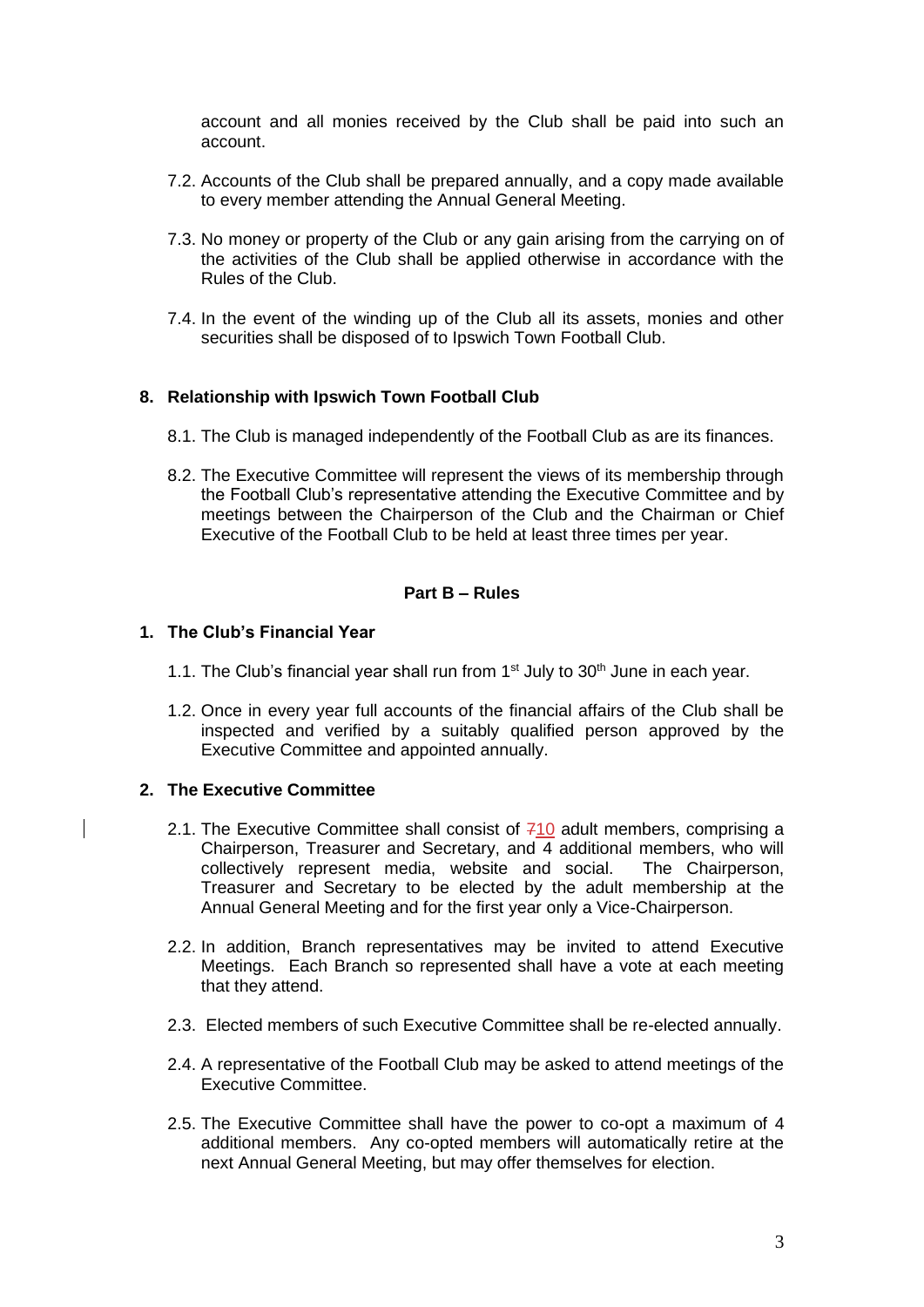account and all monies received by the Club shall be paid into such an account.

7.2. Accounts of the Club shall be prepared annually, and a copy made available to every member attending the Annual General Meeting.

7.3. No money or property of the Club or any gain arising from the carrying on of the activities of the Club shall be applied otherwise in accordance with the Rules of the Club.

7.4. In the event of the winding up of the Club all its assets, monies and other securities shall be disposed of to Ipswich Town Football Club.

## 8. Relationship with Ipswich Town Football Club

8.1. The Club is managed independently of the Football Club as are its finances.

8.2. The Executive Committee will represent the views of its membership through the Football Club's representative attending the Executive Committee and by meetings between the Chairperson of the Club and the Chairman or Chief Executive of the Football Club to be held at least three times per year.

## Part B – Rules

## 1. The Club's Financial Year

1.1. The Club's financial year shall run from 1st July to 30th June in each year.

1.2. Once in every year full accounts of the financial affairs of the Club shall be inspected and verified by a suitably qualified person approved by the Executive Committee and appointed annually.

## 2. The Executive Committee

2.1. The Executive Committee shall consist of ~~7~~10 adult members, comprising a Chairperson, Treasurer and Secretary, and 4 additional members, who will collectively represent media, website and social. The Chairperson, Treasurer and Secretary to be elected by the adult membership at the Annual General Meeting and for the first year only a Vice-Chairperson.

2.2. In addition, Branch representatives may be invited to attend Executive Meetings. Each Branch so represented shall have a vote at each meeting that they attend.

2.3. Elected members of such Executive Committee shall be re-elected annually.

2.4. A representative of the Football Club may be asked to attend meetings of the Executive Committee.

2.5. The Executive Committee shall have the power to co-opt a maximum of 4 additional members. Any co-opted members will automatically retire at the next Annual General Meeting, but may offer themselves for election.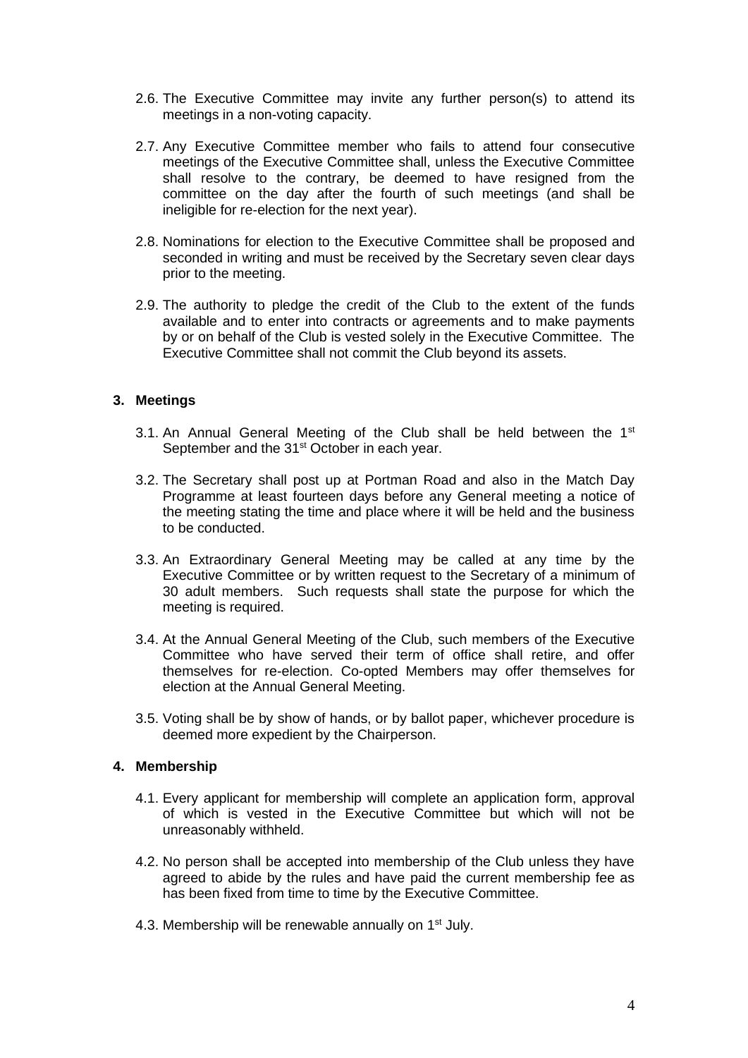2.6. The Executive Committee may invite any further person(s) to attend its meetings in a non-voting capacity.

2.7. Any Executive Committee member who fails to attend four consecutive meetings of the Executive Committee shall, unless the Executive Committee shall resolve to the contrary, be deemed to have resigned from the committee on the day after the fourth of such meetings (and shall be ineligible for re-election for the next year).

2.8. Nominations for election to the Executive Committee shall be proposed and seconded in writing and must be received by the Secretary seven clear days prior to the meeting.

2.9. The authority to pledge the credit of the Club to the extent of the funds available and to enter into contracts or agreements and to make payments by or on behalf of the Club is vested solely in the Executive Committee. The Executive Committee shall not commit the Club beyond its assets.

## 3. Meetings

3.1. An Annual General Meeting of the Club shall be held between the 1st September and the 31st October in each year.

3.2. The Secretary shall post up at Portman Road and also in the Match Day Programme at least fourteen days before any General meeting a notice of the meeting stating the time and place where it will be held and the business to be conducted.

3.3. An Extraordinary General Meeting may be called at any time by the Executive Committee or by written request to the Secretary of a minimum of 30 adult members. Such requests shall state the purpose for which the meeting is required.

3.4. At the Annual General Meeting of the Club, such members of the Executive Committee who have served their term of office shall retire, and offer themselves for re-election. Co-opted Members may offer themselves for election at the Annual General Meeting.

3.5. Voting shall be by show of hands, or by ballot paper, whichever procedure is deemed more expedient by the Chairperson.

## 4. Membership

4.1. Every applicant for membership will complete an application form, approval of which is vested in the Executive Committee but which will not be unreasonably withheld.

4.2. No person shall be accepted into membership of the Club unless they have agreed to abide by the rules and have paid the current membership fee as has been fixed from time to time by the Executive Committee.

4.3. Membership will be renewable annually on 1st July.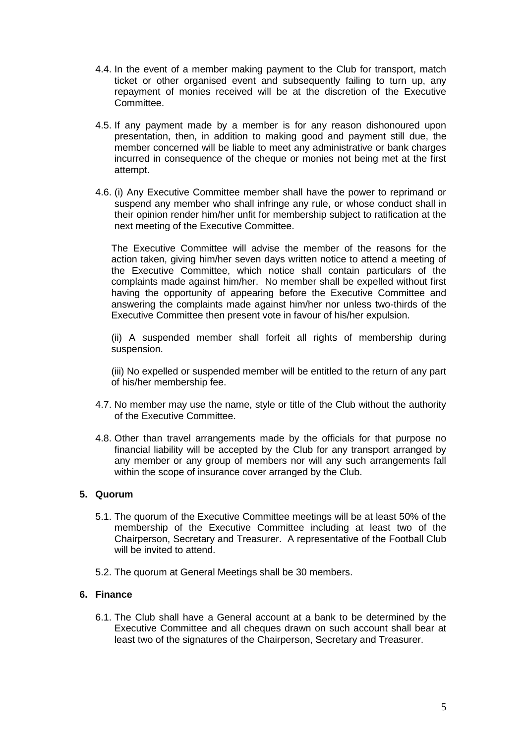4.4. In the event of a member making payment to the Club for transport, match ticket or other organised event and subsequently failing to turn up, any repayment of monies received will be at the discretion of the Executive Committee.

4.5. If any payment made by a member is for any reason dishonoured upon presentation, then, in addition to making good and payment still due, the member concerned will be liable to meet any administrative or bank charges incurred in consequence of the cheque or monies not being met at the first attempt.

4.6. (i) Any Executive Committee member shall have the power to reprimand or suspend any member who shall infringe any rule, or whose conduct shall in their opinion render him/her unfit for membership subject to ratification at the next meeting of the Executive Committee.

The Executive Committee will advise the member of the reasons for the action taken, giving him/her seven days written notice to attend a meeting of the Executive Committee, which notice shall contain particulars of the complaints made against him/her. No member shall be expelled without first having the opportunity of appearing before the Executive Committee and answering the complaints made against him/her nor unless two-thirds of the Executive Committee then present vote in favour of his/her expulsion.

(ii) A suspended member shall forfeit all rights of membership during suspension.

(iii) No expelled or suspended member will be entitled to the return of any part of his/her membership fee.

4.7. No member may use the name, style or title of the Club without the authority of the Executive Committee.

4.8. Other than travel arrangements made by the officials for that purpose no financial liability will be accepted by the Club for any transport arranged by any member or any group of members nor will any such arrangements fall within the scope of insurance cover arranged by the Club.

## 5. Quorum

5.1. The quorum of the Executive Committee meetings will be at least 50% of the membership of the Executive Committee including at least two of the Chairperson, Secretary and Treasurer. A representative of the Football Club will be invited to attend.

5.2. The quorum at General Meetings shall be 30 members.

## 6. Finance

6.1. The Club shall have a General account at a bank to be determined by the Executive Committee and all cheques drawn on such account shall bear at least two of the signatures of the Chairperson, Secretary and Treasurer.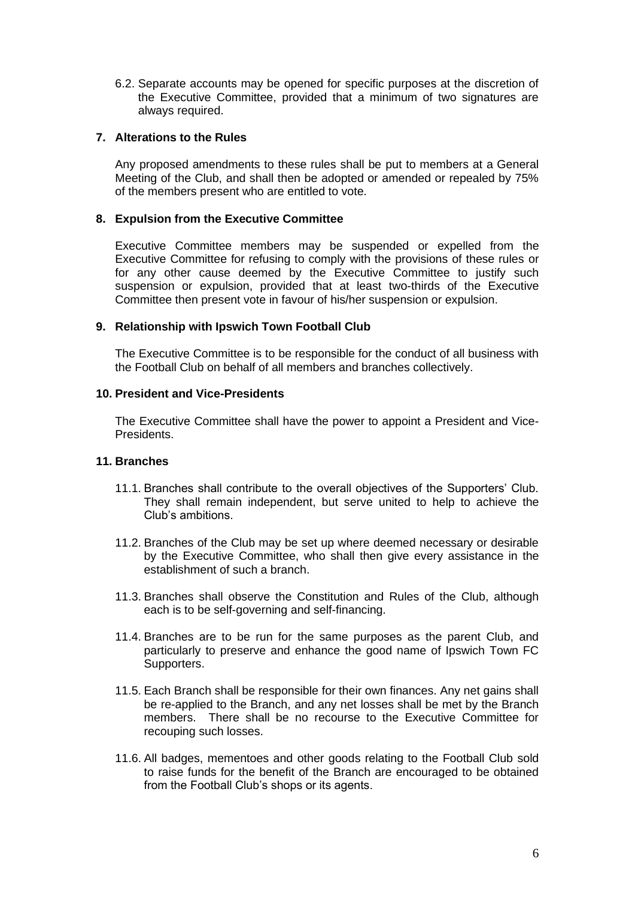6.2. Separate accounts may be opened for specific purposes at the discretion of the Executive Committee, provided that a minimum of two signatures are always required.

## 7. Alterations to the Rules

Any proposed amendments to these rules shall be put to members at a General Meeting of the Club, and shall then be adopted or amended or repealed by 75% of the members present who are entitled to vote.

## 8. Expulsion from the Executive Committee

Executive Committee members may be suspended or expelled from the Executive Committee for refusing to comply with the provisions of these rules or for any other cause deemed by the Executive Committee to justify such suspension or expulsion, provided that at least two-thirds of the Executive Committee then present vote in favour of his/her suspension or expulsion.

## 9. Relationship with Ipswich Town Football Club

The Executive Committee is to be responsible for the conduct of all business with the Football Club on behalf of all members and branches collectively.

## 10. President and Vice-Presidents

The Executive Committee shall have the power to appoint a President and Vice-Presidents.

## 11. Branches

11.1. Branches shall contribute to the overall objectives of the Supporters' Club. They shall remain independent, but serve united to help to achieve the Club's ambitions.

11.2. Branches of the Club may be set up where deemed necessary or desirable by the Executive Committee, who shall then give every assistance in the establishment of such a branch.

11.3. Branches shall observe the Constitution and Rules of the Club, although each is to be self-governing and self-financing.

11.4. Branches are to be run for the same purposes as the parent Club, and particularly to preserve and enhance the good name of Ipswich Town FC Supporters.

11.5. Each Branch shall be responsible for their own finances. Any net gains shall be re-applied to the Branch, and any net losses shall be met by the Branch members. There shall be no recourse to the Executive Committee for recouping such losses.

11.6. All badges, mementoes and other goods relating to the Football Club sold to raise funds for the benefit of the Branch are encouraged to be obtained from the Football Club's shops or its agents.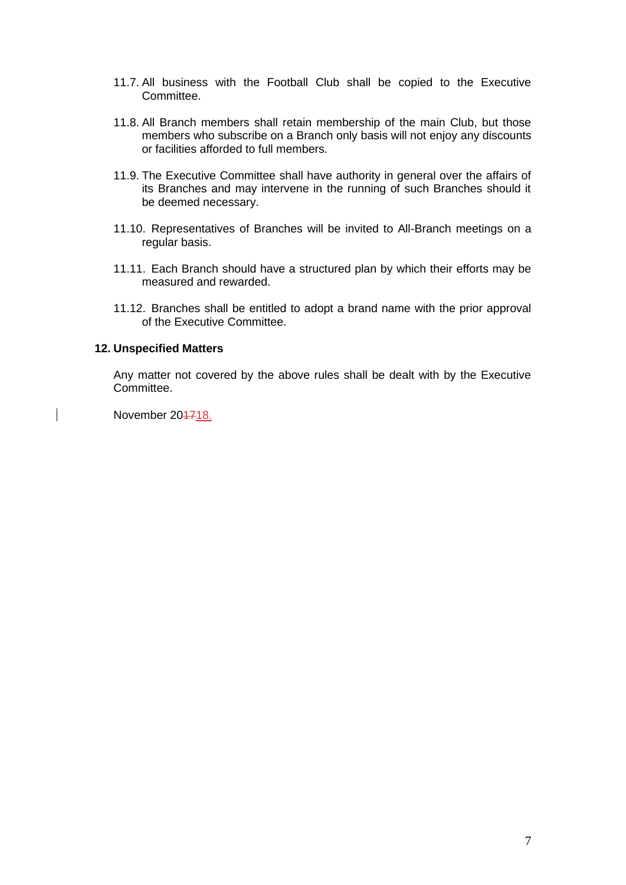11.7. All business with the Football Club shall be copied to the Executive Committee.

11.8. All Branch members shall retain membership of the main Club, but those members who subscribe on a Branch only basis will not enjoy any discounts or facilities afforded to full members.

11.9. The Executive Committee shall have authority in general over the affairs of its Branches and may intervene in the running of such Branches should it be deemed necessary.

11.10. Representatives of Branches will be invited to All-Branch meetings on a regular basis.

11.11. Each Branch should have a structured plan by which their efforts may be measured and rewarded.

11.12. Branches shall be entitled to adopt a brand name with the prior approval of the Executive Committee.

**12. Unspecified Matters**

Any matter not covered by the above rules shall be dealt with by the Executive Committee.

November 2018.